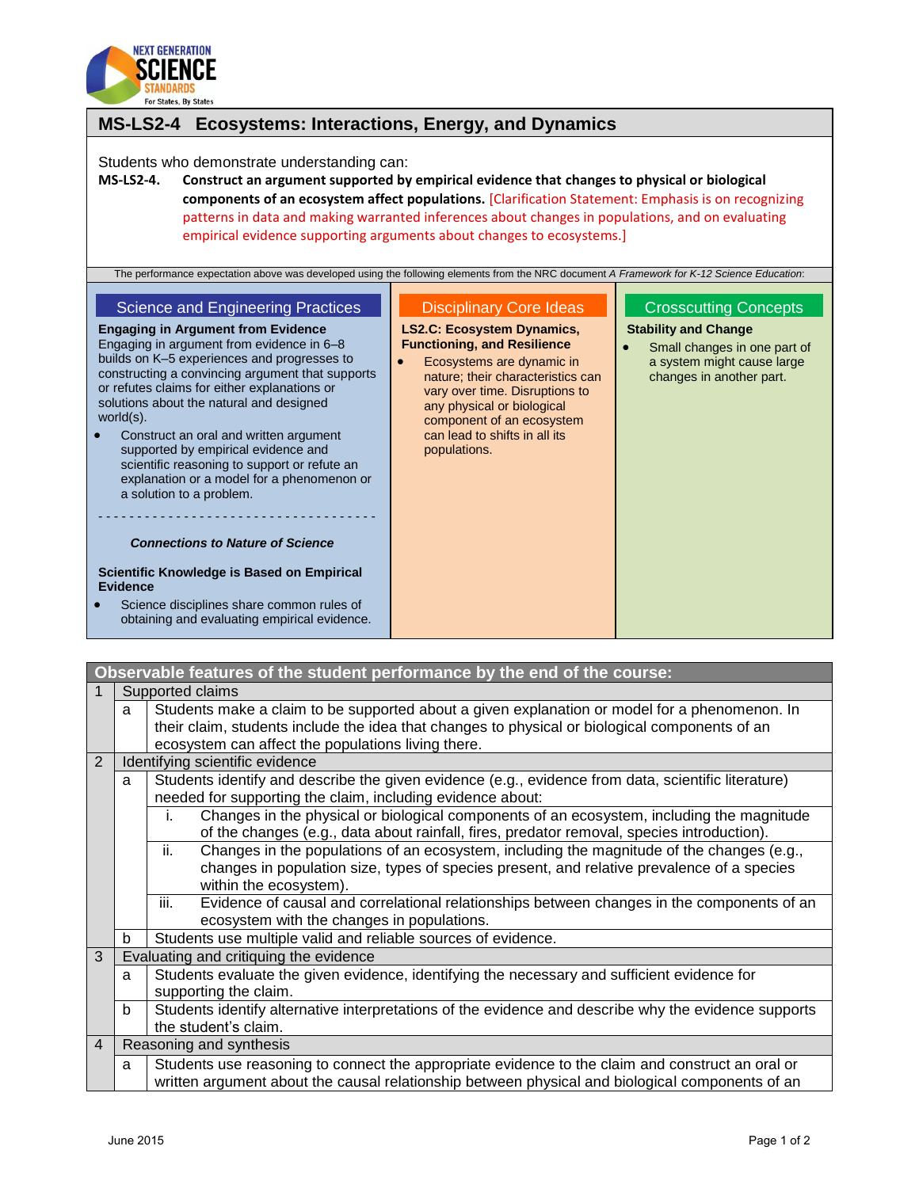# MS-LS2-4 Ecosystems: Interactions, Energy, and Dynamics

Students who demonstrate understanding can:

**MS-LS2-4. Construct an argument supported by empirical evidence that changes to physical or biological components of an ecosystem affect populations.** [Clarification Statement: Emphasis is on recognizing patterns in data and making warranted inferences about changes in populations, and on evaluating empirical evidence supporting arguments about changes to ecosystems.]

The performance expectation above was developed using the following elements from the NRC document *A Framework for K-12 Science Education*:

## Science and Engineering Practices

**Engaging in Argument from Evidence**

Engaging in argument from evidence in 6–8 builds on K–5 experiences and progresses to constructing a convincing argument that supports or refutes claims for either explanations or solutions about the natural and designed world(s).

- Construct an oral and written argument supported by empirical evidence and scientific reasoning to support or refute an explanation or a model for a phenomenon or a solution to a problem.

- - - - - - - - - - - - - - - - - - - - - - - - - - - - - - - - - - - -

***Connections to Nature of Science***

**Scientific Knowledge is Based on Empirical Evidence**

- Science disciplines share common rules of obtaining and evaluating empirical evidence.

## Disciplinary Core Ideas

**LS2.C: Ecosystem Dynamics, Functioning, and Resilience**

- Ecosystems are dynamic in nature; their characteristics can vary over time. Disruptions to any physical or biological component of an ecosystem can lead to shifts in all its populations.

## Crosscutting Concepts

**Stability and Change**

- Small changes in one part of a system might cause large changes in another part.

## Observable features of the student performance by the end of the course:

| | | | |
|---|---|---|---|
| 1 | Supported claims | | |
| | a | Students make a claim to be supported about a given explanation or model for a phenomenon. In their claim, students include the idea that changes to physical or biological components of an ecosystem can affect the populations living there. | |
| 2 | Identifying scientific evidence | | |
| | a | Students identify and describe the given evidence (e.g., evidence from data, scientific literature) needed for supporting the claim, including evidence about: | |
| | | i. | Changes in the physical or biological components of an ecosystem, including the magnitude of the changes (e.g., data about rainfall, fires, predator removal, species introduction). |
| | | ii. | Changes in the populations of an ecosystem, including the magnitude of the changes (e.g., changes in population size, types of species present, and relative prevalence of a species within the ecosystem). |
| | | iii. | Evidence of causal and correlational relationships between changes in the components of an ecosystem with the changes in populations. |
| | b | Students use multiple valid and reliable sources of evidence. | |
| 3 | Evaluating and critiquing the evidence | | |
| | a | Students evaluate the given evidence, identifying the necessary and sufficient evidence for supporting the claim. | |
| | b | Students identify alternative interpretations of the evidence and describe why the evidence supports the student's claim. | |
| 4 | Reasoning and synthesis | | |
| | a | Students use reasoning to connect the appropriate evidence to the claim and construct an oral or written argument about the causal relationship between physical and biological components of an | |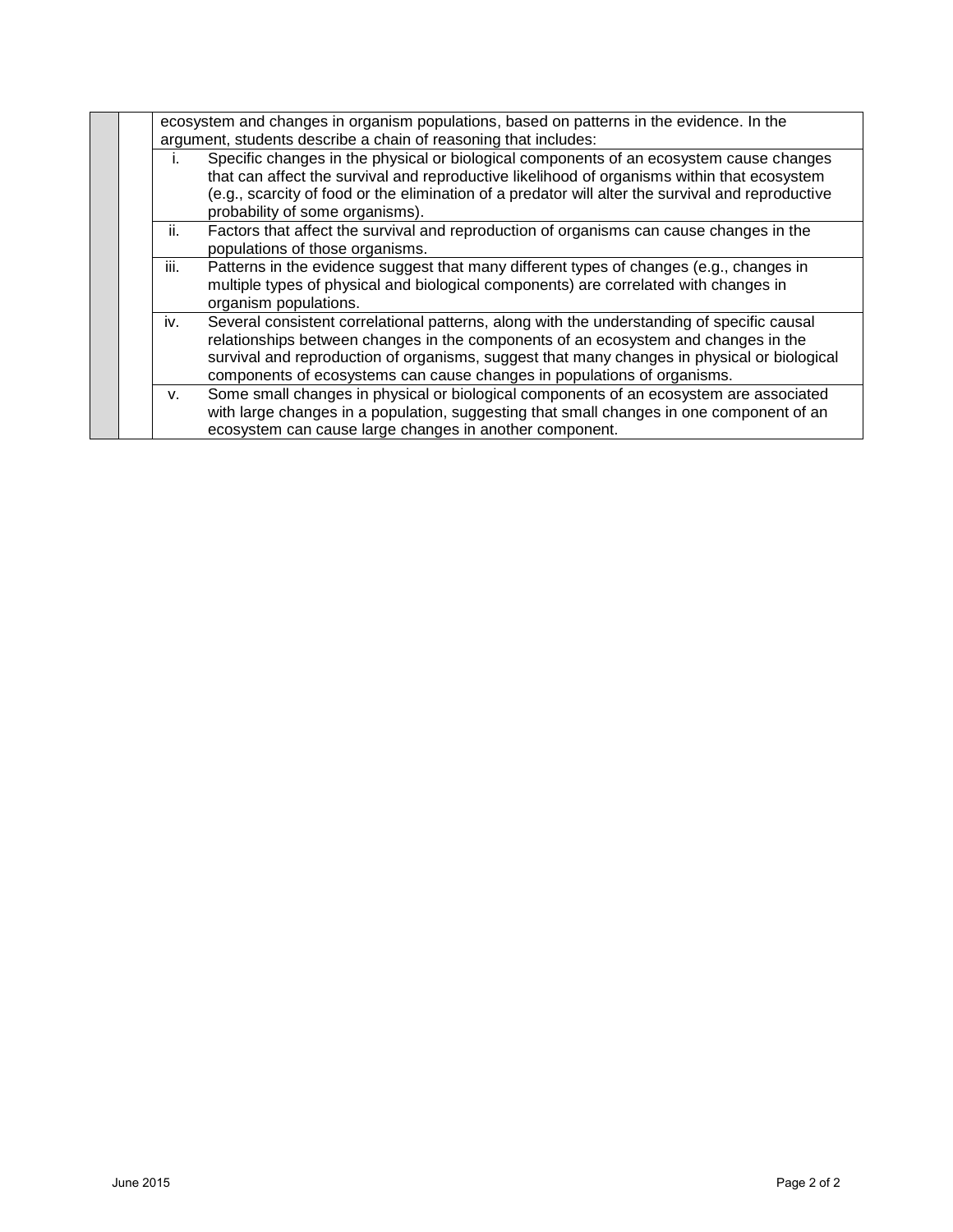| | | |
|---|---|---|
| | | ecosystem and changes in organism populations, based on patterns in the evidence. In the argument, students describe a chain of reasoning that includes: |
| | | i. Specific changes in the physical or biological components of an ecosystem cause changes that can affect the survival and reproductive likelihood of organisms within that ecosystem (e.g., scarcity of food or the elimination of a predator will alter the survival and reproductive probability of some organisms). |
| | | ii. Factors that affect the survival and reproduction of organisms can cause changes in the populations of those organisms. |
| | | iii. Patterns in the evidence suggest that many different types of changes (e.g., changes in multiple types of physical and biological components) are correlated with changes in organism populations. |
| | | iv. Several consistent correlational patterns, along with the understanding of specific causal relationships between changes in the components of an ecosystem and changes in the survival and reproduction of organisms, suggest that many changes in physical or biological components of ecosystems can cause changes in populations of organisms. |
| | | v. Some small changes in physical or biological components of an ecosystem are associated with large changes in a population, suggesting that small changes in one component of an ecosystem can cause large changes in another component. |